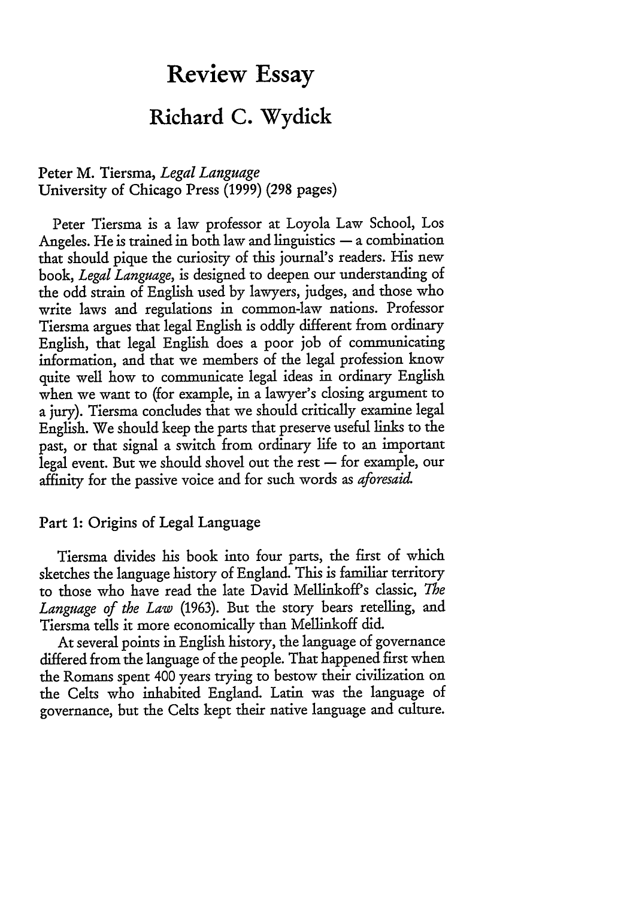# Review Essay

## Richard C. Wydick

Peter M. Tiersma, *Legal Language*
University of Chicago Press (1999) (298 pages)

Peter Tiersma is a law professor at Loyola Law School, Los Angeles. He is trained in both law and linguistics — a combination that should pique the curiosity of this journal's readers. His new book, *Legal Language*, is designed to deepen our understanding of the odd strain of English used by lawyers, judges, and those who write laws and regulations in common-law nations. Professor Tiersma argues that legal English is oddly different from ordinary English, that legal English does a poor job of communicating information, and that we members of the legal profession know quite well how to communicate legal ideas in ordinary English when we want to (for example, in a lawyer's closing argument to a jury). Tiersma concludes that we should critically examine legal English. We should keep the parts that preserve useful links to the past, or that signal a switch from ordinary life to an important legal event. But we should shovel out the rest — for example, our affinity for the passive voice and for such words as *aforesaid.*

### Part 1: Origins of Legal Language

Tiersma divides his book into four parts, the first of which sketches the language history of England. This is familiar territory to those who have read the late David Mellinkoff's classic, *The Language of the Law* (1963). But the story bears retelling, and Tiersma tells it more economically than Mellinkoff did.

At several points in English history, the language of governance differed from the language of the people. That happened first when the Romans spent 400 years trying to bestow their civilization on the Celts who inhabited England. Latin was the language of governance, but the Celts kept their native language and culture.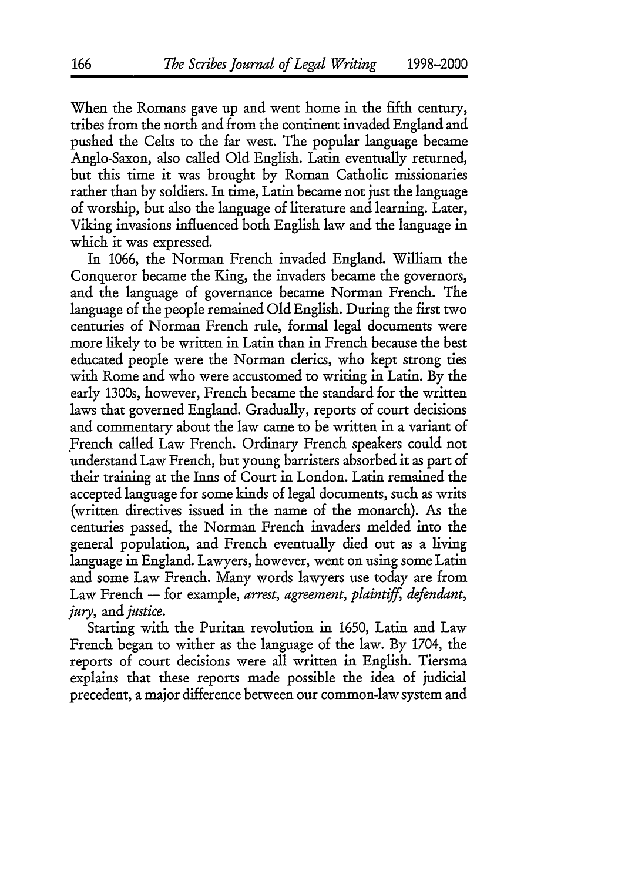When the Romans gave up and went home in the fifth century, tribes from the north and from the continent invaded England and pushed the Celts to the far west. The popular language became Anglo-Saxon, also called Old English. Latin eventually returned, but this time it was brought by Roman Catholic missionaries rather than by soldiers. In time, Latin became not just the language of worship, but also the language of literature and learning. Later, Viking invasions influenced both English law and the language in which it was expressed.

In 1066, the Norman French invaded England. William the Conqueror became the King, the invaders became the governors, and the language of governance became Norman French. The language of the people remained Old English. During the first two centuries of Norman French rule, formal legal documents were more likely to be written in Latin than in French because the best educated people were the Norman clerics, who kept strong ties with Rome and who were accustomed to writing in Latin. By the early 1300s, however, French became the standard for the written laws that governed England. Gradually, reports of court decisions and commentary about the law came to be written in a variant of French called Law French. Ordinary French speakers could not understand Law French, but young barristers absorbed it as part of their training at the Inns of Court in London. Latin remained the accepted language for some kinds of legal documents, such as writs (written directives issued in the name of the monarch). As the centuries passed, the Norman French invaders melded into the general population, and French eventually died out as a living language in England. Lawyers, however, went on using some Latin and some Law French. Many words lawyers use today are from Law French — for example, *arrest*, *agreement*, *plaintiff*, *defendant*, *jury*, and *justice*.

Starting with the Puritan revolution in 1650, Latin and Law French began to wither as the language of the law. By 1704, the reports of court decisions were all written in English. Tiersma explains that these reports made possible the idea of judicial precedent, a major difference between our common-law system and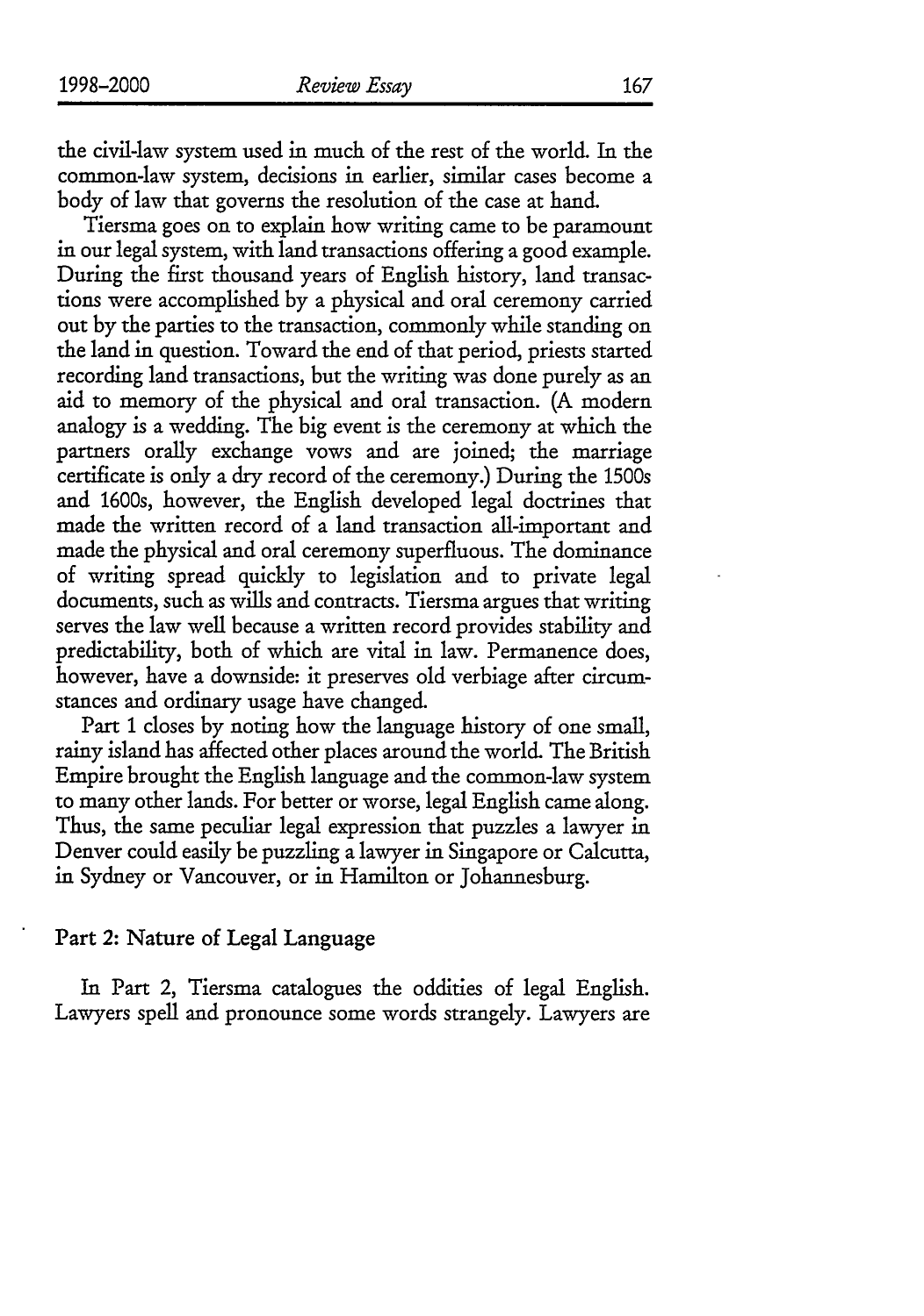the civil-law system used in much of the rest of the world. In the common-law system, decisions in earlier, similar cases become a body of law that governs the resolution of the case at hand.

Tiersma goes on to explain how writing came to be paramount in our legal system, with land transactions offering a good example. During the first thousand years of English history, land transactions were accomplished by a physical and oral ceremony carried out by the parties to the transaction, commonly while standing on the land in question. Toward the end of that period, priests started recording land transactions, but the writing was done purely as an aid to memory of the physical and oral transaction. (A modern analogy is a wedding. The big event is the ceremony at which the partners orally exchange vows and are joined; the marriage certificate is only a dry record of the ceremony.) During the 1500s and 1600s, however, the English developed legal doctrines that made the written record of a land transaction all-important and made the physical and oral ceremony superfluous. The dominance of writing spread quickly to legislation and to private legal documents, such as wills and contracts. Tiersma argues that writing serves the law well because a written record provides stability and predictability, both of which are vital in law. Permanence does, however, have a downside: it preserves old verbiage after circumstances and ordinary usage have changed.

Part 1 closes by noting how the language history of one small, rainy island has affected other places around the world. The British Empire brought the English language and the common-law system to many other lands. For better or worse, legal English came along. Thus, the same peculiar legal expression that puzzles a lawyer in Denver could easily be puzzling a lawyer in Singapore or Calcutta, in Sydney or Vancouver, or in Hamilton or Johannesburg.

## Part 2: Nature of Legal Language

In Part 2, Tiersma catalogues the oddities of legal English. Lawyers spell and pronounce some words strangely. Lawyers are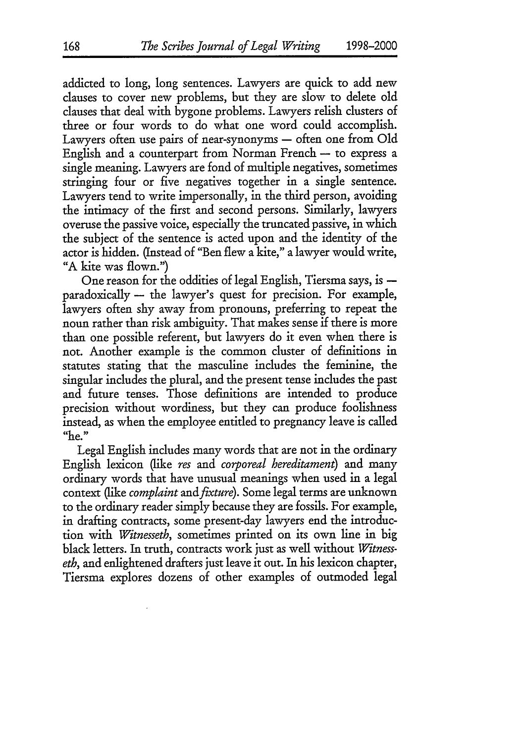addicted to long, long sentences. Lawyers are quick to add new clauses to cover new problems, but they are slow to delete old clauses that deal with bygone problems. Lawyers relish clusters of three or four words to do what one word could accomplish. Lawyers often use pairs of near-synonyms — often one from Old English and a counterpart from Norman French — to express a single meaning. Lawyers are fond of multiple negatives, sometimes stringing four or five negatives together in a single sentence. Lawyers tend to write impersonally, in the third person, avoiding the intimacy of the first and second persons. Similarly, lawyers overuse the passive voice, especially the truncated passive, in which the subject of the sentence is acted upon and the identity of the actor is hidden. (Instead of "Ben flew a kite," a lawyer would write, "A kite was flown.")

One reason for the oddities of legal English, Tiersma says, is — paradoxically — the lawyer's quest for precision. For example, lawyers often shy away from pronouns, preferring to repeat the noun rather than risk ambiguity. That makes sense if there is more than one possible referent, but lawyers do it even when there is not. Another example is the common cluster of definitions in statutes stating that the masculine includes the feminine, the singular includes the plural, and the present tense includes the past and future tenses. Those definitions are intended to produce precision without wordiness, but they can produce foolishness instead, as when the employee entitled to pregnancy leave is called "he."

Legal English includes many words that are not in the ordinary English lexicon (like *res* and *corporeal hereditament*) and many ordinary words that have unusual meanings when used in a legal context (like *complaint* and *fixture*). Some legal terms are unknown to the ordinary reader simply because they are fossils. For example, in drafting contracts, some present-day lawyers end the introduction with *Witnesseth*, sometimes printed on its own line in big black letters. In truth, contracts work just as well without *Witnesseth*, and enlightened drafters just leave it out. In his lexicon chapter, Tiersma explores dozens of other examples of outmoded legal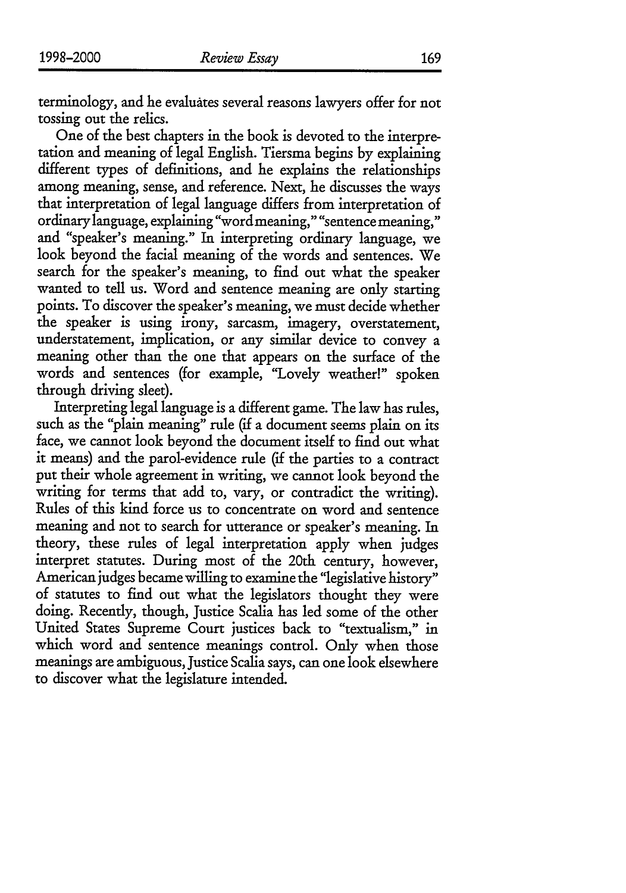terminology, and he evaluates several reasons lawyers offer for not tossing out the relics.

One of the best chapters in the book is devoted to the interpretation and meaning of legal English. Tiersma begins by explaining different types of definitions, and he explains the relationships among meaning, sense, and reference. Next, he discusses the ways that interpretation of legal language differs from interpretation of ordinary language, explaining "word meaning," "sentence meaning," and "speaker's meaning." In interpreting ordinary language, we look beyond the facial meaning of the words and sentences. We search for the speaker's meaning, to find out what the speaker wanted to tell us. Word and sentence meaning are only starting points. To discover the speaker's meaning, we must decide whether the speaker is using irony, sarcasm, imagery, overstatement, understatement, implication, or any similar device to convey a meaning other than the one that appears on the surface of the words and sentences (for example, "Lovely weather!" spoken through driving sleet).

Interpreting legal language is a different game. The law has rules, such as the "plain meaning" rule (if a document seems plain on its face, we cannot look beyond the document itself to find out what it means) and the parol-evidence rule (if the parties to a contract put their whole agreement in writing, we cannot look beyond the writing for terms that add to, vary, or contradict the writing). Rules of this kind force us to concentrate on word and sentence meaning and not to search for utterance or speaker's meaning. In theory, these rules of legal interpretation apply when judges interpret statutes. During most of the 20th century, however, American judges became willing to examine the "legislative history" of statutes to find out what the legislators thought they were doing. Recently, though, Justice Scalia has led some of the other United States Supreme Court justices back to "textualism," in which word and sentence meanings control. Only when those meanings are ambiguous, Justice Scalia says, can one look elsewhere to discover what the legislature intended.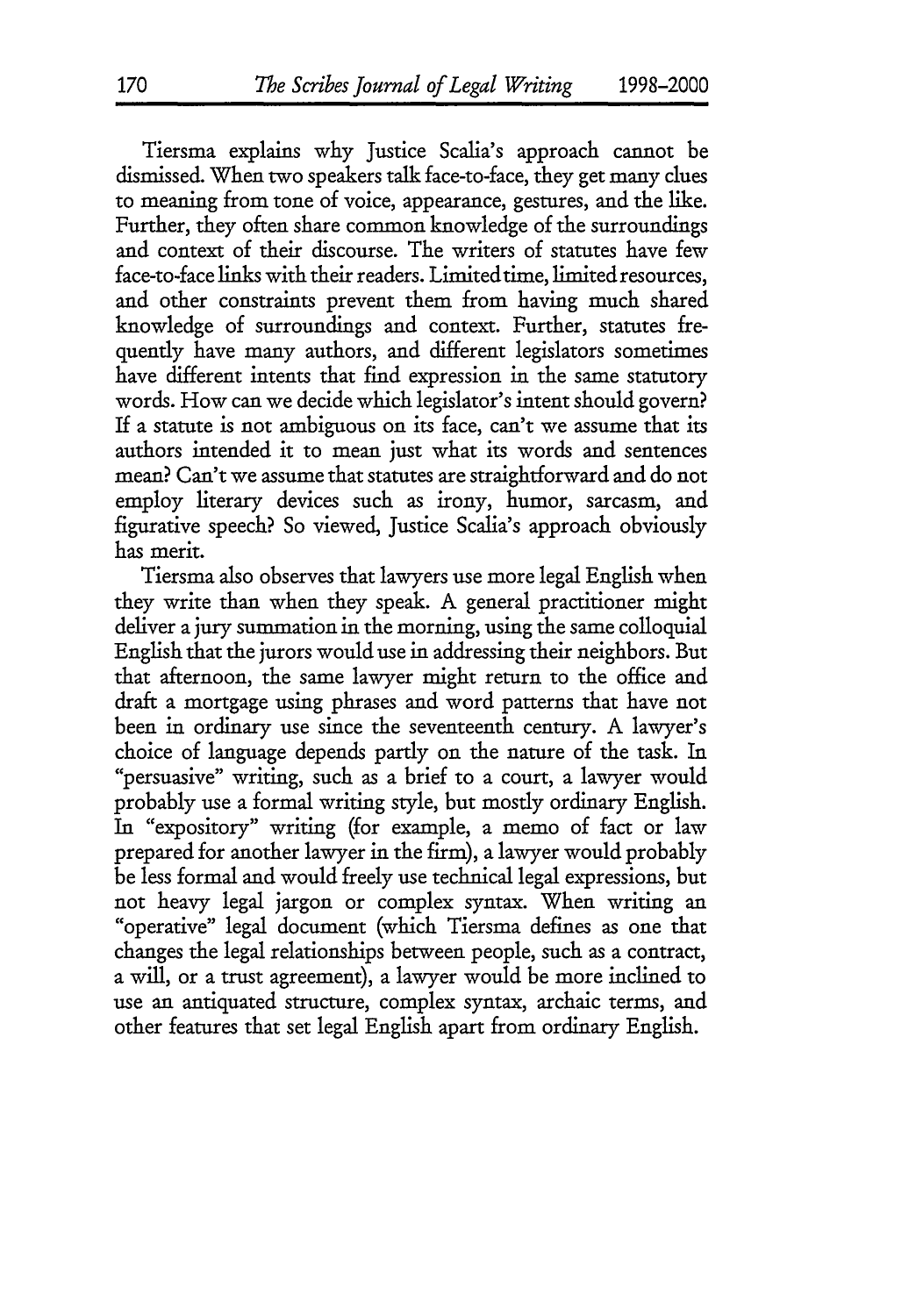Tiersma explains why Justice Scalia's approach cannot be dismissed. When two speakers talk face-to-face, they get many clues to meaning from tone of voice, appearance, gestures, and the like. Further, they often share common knowledge of the surroundings and context of their discourse. The writers of statutes have few face-to-face links with their readers. Limited time, limited resources, and other constraints prevent them from having much shared knowledge of surroundings and context. Further, statutes frequently have many authors, and different legislators sometimes have different intents that find expression in the same statutory words. How can we decide which legislator's intent should govern? If a statute is not ambiguous on its face, can't we assume that its authors intended it to mean just what its words and sentences mean? Can't we assume that statutes are straightforward and do not employ literary devices such as irony, humor, sarcasm, and figurative speech? So viewed, Justice Scalia's approach obviously has merit.

Tiersma also observes that lawyers use more legal English when they write than when they speak. A general practitioner might deliver a jury summation in the morning, using the same colloquial English that the jurors would use in addressing their neighbors. But that afternoon, the same lawyer might return to the office and draft a mortgage using phrases and word patterns that have not been in ordinary use since the seventeenth century. A lawyer's choice of language depends partly on the nature of the task. In "persuasive" writing, such as a brief to a court, a lawyer would probably use a formal writing style, but mostly ordinary English. In "expository" writing (for example, a memo of fact or law prepared for another lawyer in the firm), a lawyer would probably be less formal and would freely use technical legal expressions, but not heavy legal jargon or complex syntax. When writing an "operative" legal document (which Tiersma defines as one that changes the legal relationships between people, such as a contract, a will, or a trust agreement), a lawyer would be more inclined to use an antiquated structure, complex syntax, archaic terms, and other features that set legal English apart from ordinary English.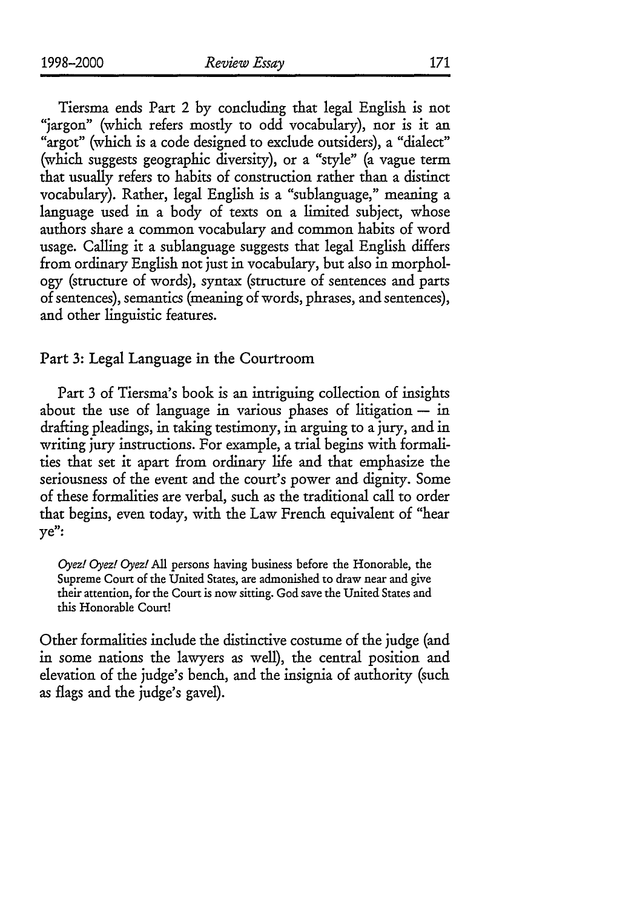Tiersma ends Part 2 by concluding that legal English is not "jargon" (which refers mostly to odd vocabulary), nor is it an "argot" (which is a code designed to exclude outsiders), a "dialect" (which suggests geographic diversity), or a "style" (a vague term that usually refers to habits of construction rather than a distinct vocabulary). Rather, legal English is a "sublanguage," meaning a language used in a body of texts on a limited subject, whose authors share a common vocabulary and common habits of word usage. Calling it a sublanguage suggests that legal English differs from ordinary English not just in vocabulary, but also in morphology (structure of words), syntax (structure of sentences and parts of sentences), semantics (meaning of words, phrases, and sentences), and other linguistic features.

## Part 3: Legal Language in the Courtroom

Part 3 of Tiersma's book is an intriguing collection of insights about the use of language in various phases of litigation — in drafting pleadings, in taking testimony, in arguing to a jury, and in writing jury instructions. For example, a trial begins with formalities that set it apart from ordinary life and that emphasize the seriousness of the event and the court's power and dignity. Some of these formalities are verbal, such as the traditional call to order that begins, even today, with the Law French equivalent of "hear ye":

> *Oyez! Oyez! Oyez!* All persons having business before the Honorable, the Supreme Court of the United States, are admonished to draw near and give their attention, for the Court is now sitting. God save the United States and this Honorable Court!

Other formalities include the distinctive costume of the judge (and in some nations the lawyers as well), the central position and elevation of the judge's bench, and the insignia of authority (such as flags and the judge's gavel).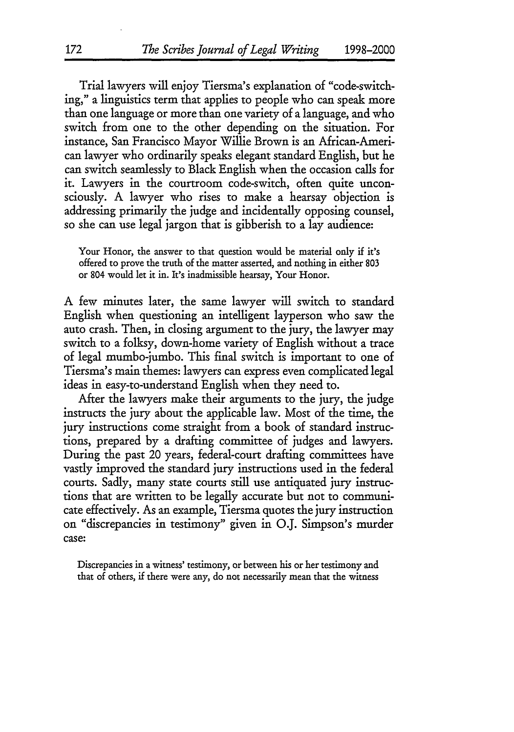Trial lawyers will enjoy Tiersma's explanation of "code-switching," a linguistics term that applies to people who can speak more than one language or more than one variety of a language, and who switch from one to the other depending on the situation. For instance, San Francisco Mayor Willie Brown is an African-American lawyer who ordinarily speaks elegant standard English, but he can switch seamlessly to Black English when the occasion calls for it. Lawyers in the courtroom code-switch, often quite unconsciously. A lawyer who rises to make a hearsay objection is addressing primarily the judge and incidentally opposing counsel, so she can use legal jargon that is gibberish to a lay audience:

> Your Honor, the answer to that question would be material only if it's offered to prove the truth of the matter asserted, and nothing in either 803 or 804 would let it in. It's inadmissible hearsay, Your Honor.

A few minutes later, the same lawyer will switch to standard English when questioning an intelligent layperson who saw the auto crash. Then, in closing argument to the jury, the lawyer may switch to a folksy, down-home variety of English without a trace of legal mumbo-jumbo. This final switch is important to one of Tiersma's main themes: lawyers can express even complicated legal ideas in easy-to-understand English when they need to.

After the lawyers make their arguments to the jury, the judge instructs the jury about the applicable law. Most of the time, the jury instructions come straight from a book of standard instructions, prepared by a drafting committee of judges and lawyers. During the past 20 years, federal-court drafting committees have vastly improved the standard jury instructions used in the federal courts. Sadly, many state courts still use antiquated jury instructions that are written to be legally accurate but not to communicate effectively. As an example, Tiersma quotes the jury instruction on "discrepancies in testimony" given in O.J. Simpson's murder case:

> Discrepancies in a witness' testimony, or between his or her testimony and that of others, if there were any, do not necessarily mean that the witness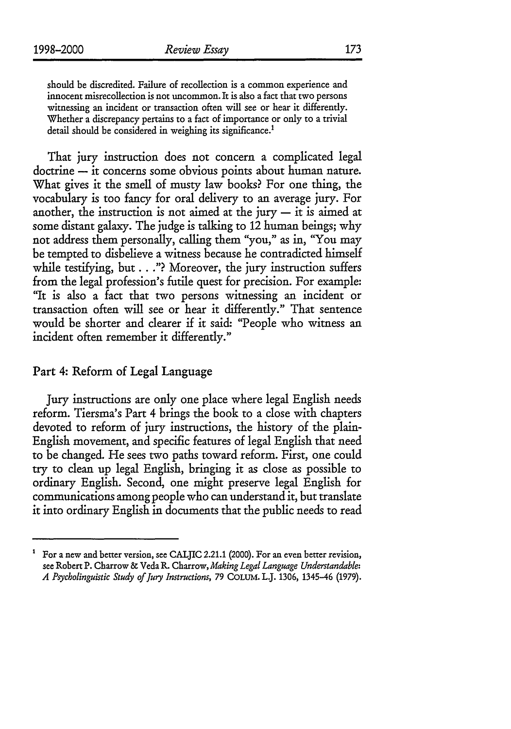should be discredited. Failure of recollection is a common experience and innocent misrecollection is not uncommon. It is also a fact that two persons witnessing an incident or transaction often will see or hear it differently. Whether a discrepancy pertains to a fact of importance or only to a trivial detail should be considered in weighing its significance.[1]

That jury instruction does not concern a complicated legal doctrine — it concerns some obvious points about human nature. What gives it the smell of musty law books? For one thing, the vocabulary is too fancy for oral delivery to an average jury. For another, the instruction is not aimed at the jury — it is aimed at some distant galaxy. The judge is talking to 12 human beings; why not address them personally, calling them "you," as in, "You may be tempted to disbelieve a witness because he contradicted himself while testifying, but . . ."? Moreover, the jury instruction suffers from the legal profession's futile quest for precision. For example: "It is also a fact that two persons witnessing an incident or transaction often will see or hear it differently." That sentence would be shorter and clearer if it said: "People who witness an incident often remember it differently."

## Part 4: Reform of Legal Language

Jury instructions are only one place where legal English needs reform. Tiersma's Part 4 brings the book to a close with chapters devoted to reform of jury instructions, the history of the plain-English movement, and specific features of legal English that need to be changed. He sees two paths toward reform. First, one could try to clean up legal English, bringing it as close as possible to ordinary English. Second, one might preserve legal English for communications among people who can understand it, but translate it into ordinary English in documents that the public needs to read

---

[1] For a new and better version, see CALJIC 2.21.1 (2000). For an even better revision, see Robert P. Charrow & Veda R. Charrow, *Making Legal Language Understandable: A Psycholinguistic Study of Jury Instructions*, 79 COLUM. L.J. 1306, 1345–46 (1979).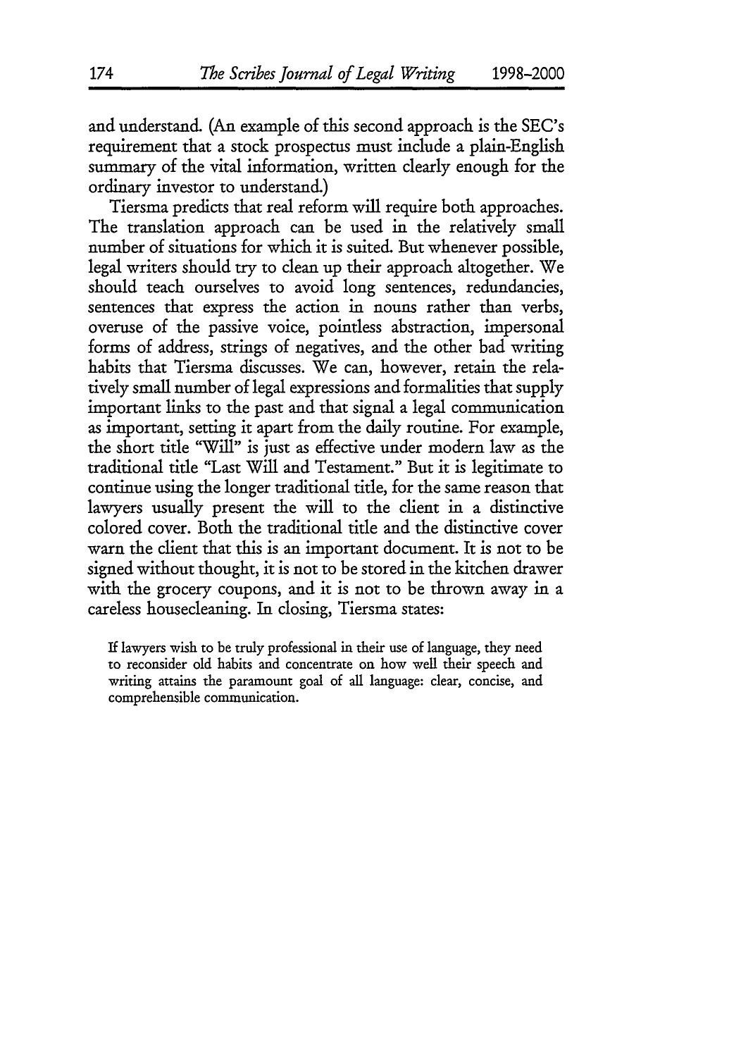and understand. (An example of this second approach is the SEC's requirement that a stock prospectus must include a plain-English summary of the vital information, written clearly enough for the ordinary investor to understand.)

Tiersma predicts that real reform will require both approaches. The translation approach can be used in the relatively small number of situations for which it is suited. But whenever possible, legal writers should try to clean up their approach altogether. We should teach ourselves to avoid long sentences, redundancies, sentences that express the action in nouns rather than verbs, overuse of the passive voice, pointless abstraction, impersonal forms of address, strings of negatives, and the other bad writing habits that Tiersma discusses. We can, however, retain the relatively small number of legal expressions and formalities that supply important links to the past and that signal a legal communication as important, setting it apart from the daily routine. For example, the short title "Will" is just as effective under modern law as the traditional title "Last Will and Testament." But it is legitimate to continue using the longer traditional title, for the same reason that lawyers usually present the will to the client in a distinctive colored cover. Both the traditional title and the distinctive cover warn the client that this is an important document. It is not to be signed without thought, it is not to be stored in the kitchen drawer with the grocery coupons, and it is not to be thrown away in a careless housecleaning. In closing, Tiersma states:

> If lawyers wish to be truly professional in their use of language, they need to reconsider old habits and concentrate on how well their speech and writing attains the paramount goal of all language: clear, concise, and comprehensible communication.